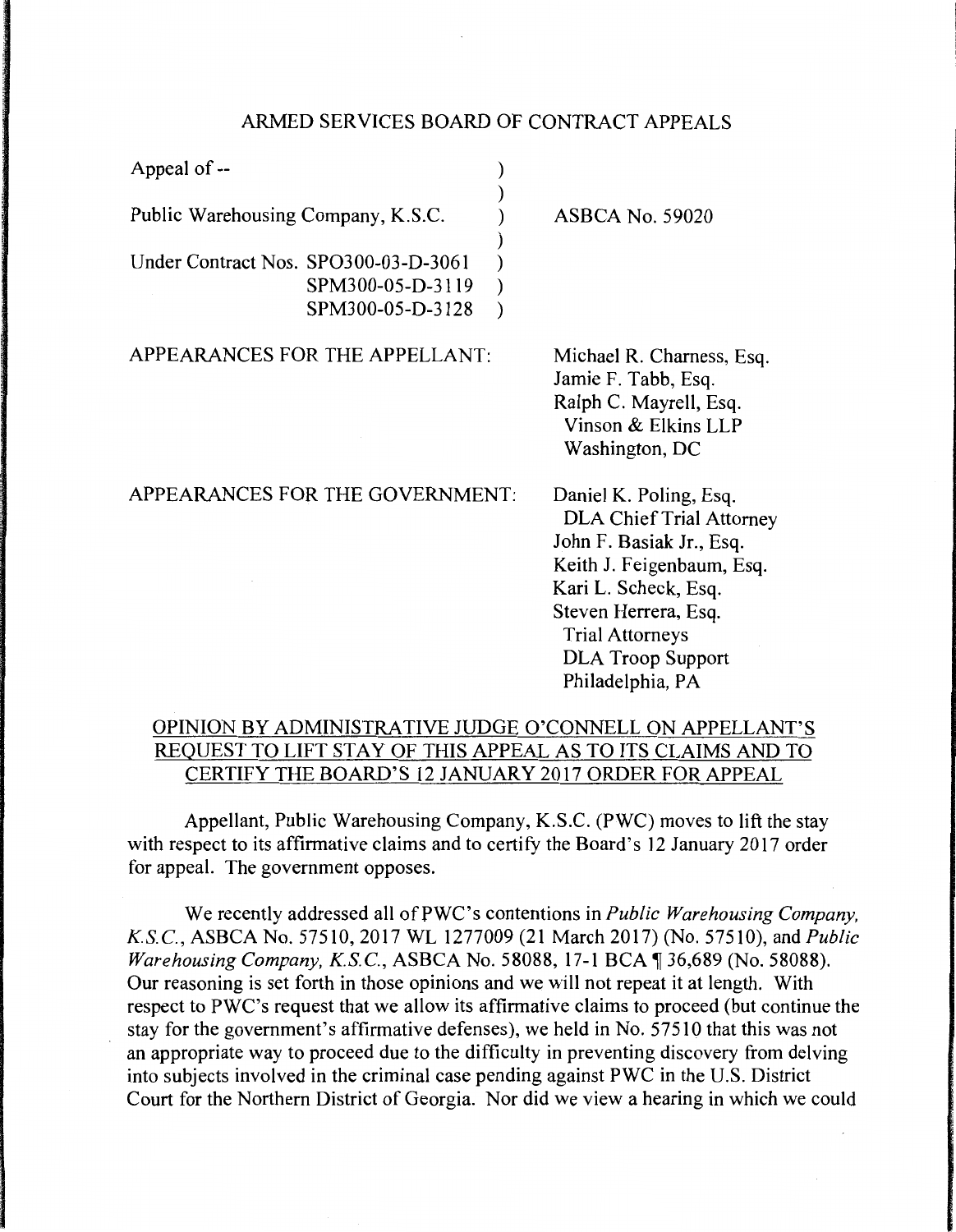ARMED SERVICES BOARD OF CONTRACT APPEALS

| | | |
|---|---|---|
| Appeal of -- | ) | |
| | ) | |
| Public Warehousing Company, K.S.C. | ) | ASBCA No. 59020 |
| | ) | |
| Under Contract Nos. SPO300-03-D-3061 | ) | |
| SPM300-05-D-3119 | ) | |
| SPM300-05-D-3128 | ) | |

APPEARANCES FOR THE APPELLANT:

Michael R. Charness, Esq.
Jamie F. Tabb, Esq.
Ralph C. Mayrell, Esq.
Vinson & Elkins LLP
Washington, DC

APPEARANCES FOR THE GOVERNMENT:

Daniel K. Poling, Esq.
DLA Chief Trial Attorney
John F. Basiak Jr., Esq.
Keith J. Feigenbaum, Esq.
Kari L. Scheck, Esq.
Steven Herrera, Esq.
Trial Attorneys
DLA Troop Support
Philadelphia, PA

OPINION BY ADMINISTRATIVE JUDGE O'CONNELL ON APPELLANT'S REQUEST TO LIFT STAY OF THIS APPEAL AS TO ITS CLAIMS AND TO CERTIFY THE BOARD'S 12 JANUARY 2017 ORDER FOR APPEAL

Appellant, Public Warehousing Company, K.S.C. (PWC) moves to lift the stay with respect to its affirmative claims and to certify the Board's 12 January 2017 order for appeal. The government opposes.

We recently addressed all of PWC's contentions in *Public Warehousing Company, K.S.C.*, ASBCA No. 57510, 2017 WL 1277009 (21 March 2017) (No. 57510), and *Public Warehousing Company, K.S.C.*, ASBCA No. 58088, 17-1 BCA ¶ 36,689 (No. 58088). Our reasoning is set forth in those opinions and we will not repeat it at length. With respect to PWC's request that we allow its affirmative claims to proceed (but continue the stay for the government's affirmative defenses), we held in No. 57510 that this was not an appropriate way to proceed due to the difficulty in preventing discovery from delving into subjects involved in the criminal case pending against PWC in the U.S. District Court for the Northern District of Georgia. Nor did we view a hearing in which we could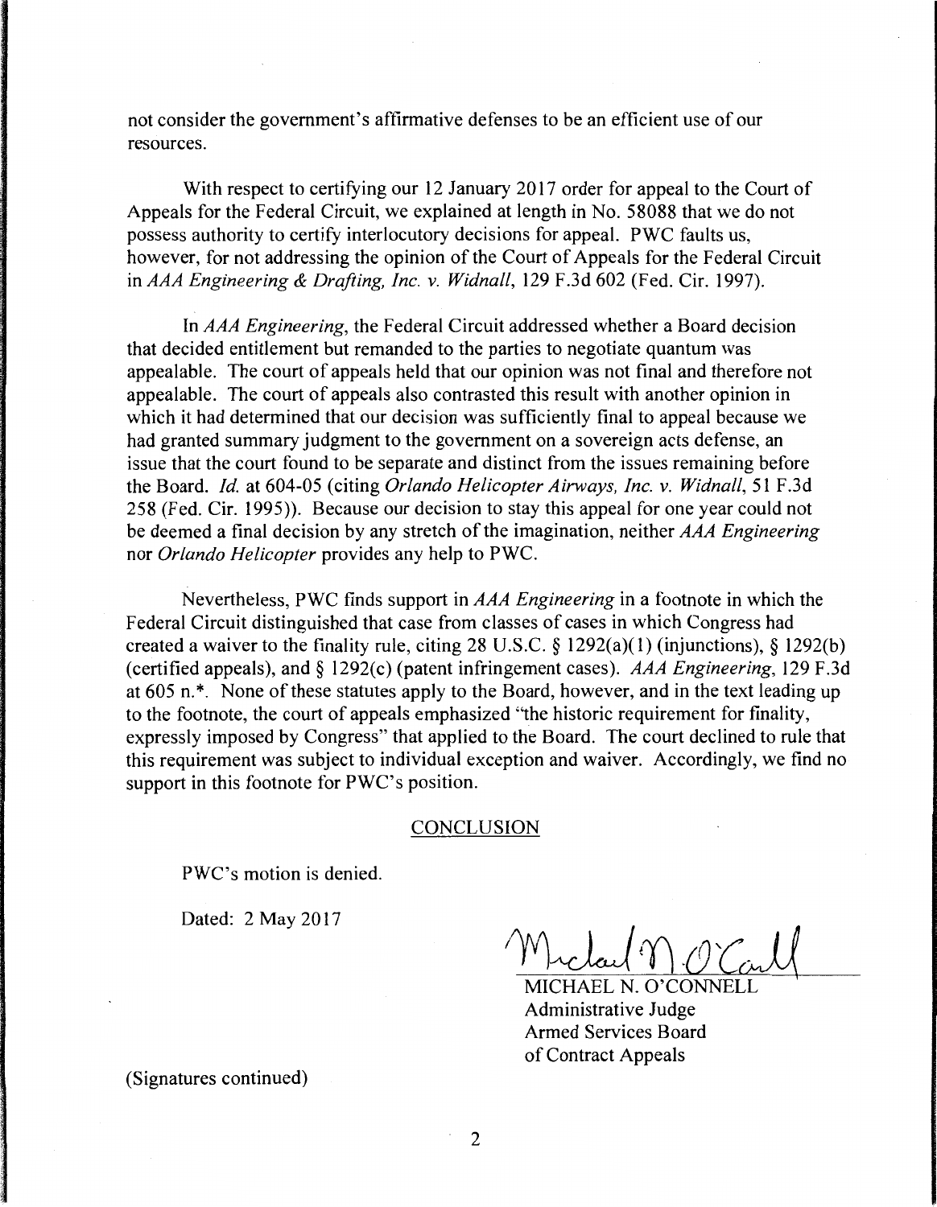not consider the government's affirmative defenses to be an efficient use of our resources.

With respect to certifying our 12 January 2017 order for appeal to the Court of Appeals for the Federal Circuit, we explained at length in No. 58088 that we do not possess authority to certify interlocutory decisions for appeal. PWC faults us, however, for not addressing the opinion of the Court of Appeals for the Federal Circuit in *AAA Engineering & Drafting, Inc. v. Widnall*, 129 F.3d 602 (Fed. Cir. 1997).

In *AAA Engineering*, the Federal Circuit addressed whether a Board decision that decided entitlement but remanded to the parties to negotiate quantum was appealable. The court of appeals held that our opinion was not final and therefore not appealable. The court of appeals also contrasted this result with another opinion in which it had determined that our decision was sufficiently final to appeal because we had granted summary judgment to the government on a sovereign acts defense, an issue that the court found to be separate and distinct from the issues remaining before the Board. *Id.* at 604-05 (citing *Orlando Helicopter Airways, Inc. v. Widnall*, 51 F.3d 258 (Fed. Cir. 1995)). Because our decision to stay this appeal for one year could not be deemed a final decision by any stretch of the imagination, neither *AAA Engineering* nor *Orlando Helicopter* provides any help to PWC.

Nevertheless, PWC finds support in *AAA Engineering* in a footnote in which the Federal Circuit distinguished that case from classes of cases in which Congress had created a waiver to the finality rule, citing 28 U.S.C. § 1292(a)(1) (injunctions), § 1292(b) (certified appeals), and § 1292(c) (patent infringement cases). *AAA Engineering*, 129 F.3d at 605 n.*. None of these statutes apply to the Board, however, and in the text leading up to the footnote, the court of appeals emphasized "the historic requirement for finality, expressly imposed by Congress" that applied to the Board. The court declined to rule that this requirement was subject to individual exception and waiver. Accordingly, we find no support in this footnote for PWC's position.

## CONCLUSION

PWC's motion is denied.

Dated: 2 May 2017

MICHAEL N. O'CONNELL
Administrative Judge
Armed Services Board
of Contract Appeals

(Signatures continued)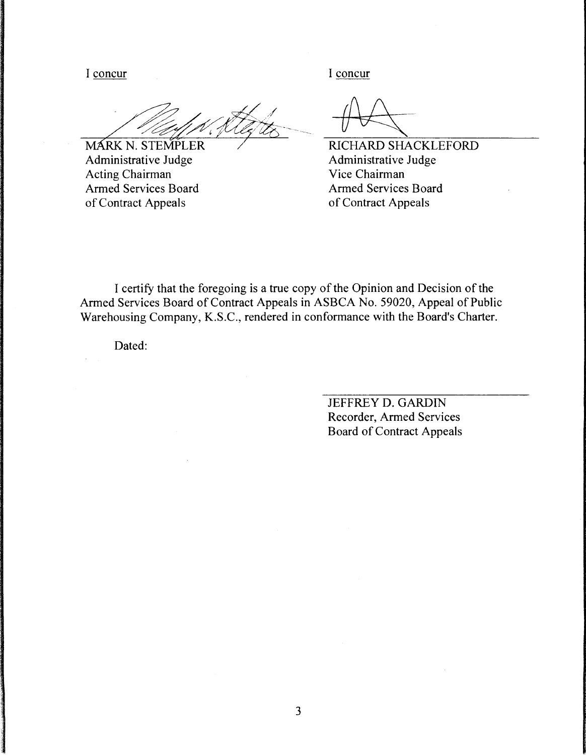I concur

MARK N. STEMPLER
Administrative Judge
Acting Chairman
Armed Services Board
of Contract Appeals

I concur

RICHARD SHACKLEFORD
Administrative Judge
Vice Chairman
Armed Services Board
of Contract Appeals

I certify that the foregoing is a true copy of the Opinion and Decision of the Armed Services Board of Contract Appeals in ASBCA No. 59020, Appeal of Public Warehousing Company, K.S.C., rendered in conformance with the Board's Charter.

Dated:

JEFFREY D. GARDIN
Recorder, Armed Services
Board of Contract Appeals